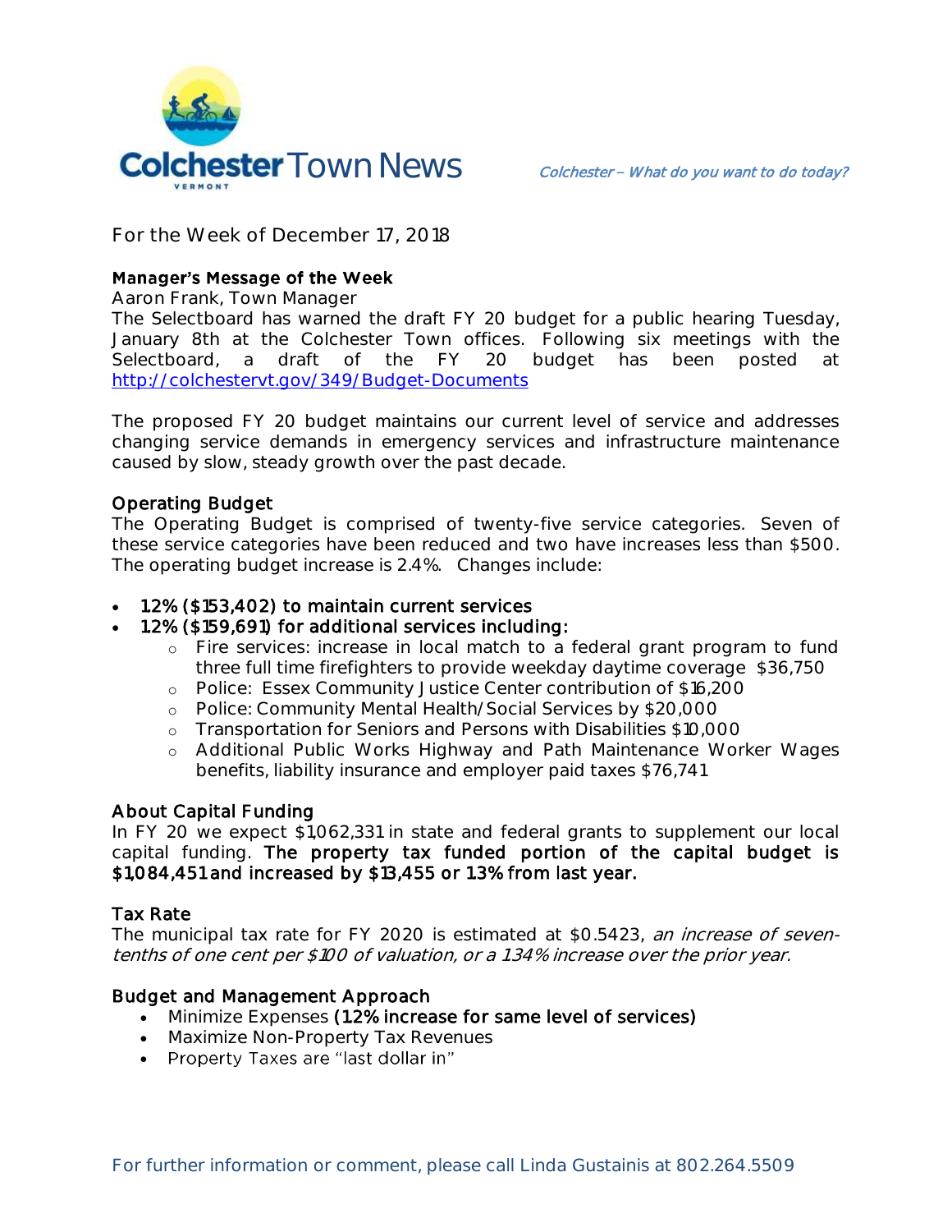# Colchester Town News

*Colchester – What do you want to do today?*

For the Week of December 17, 2018

### Manager's Message of the Week

Aaron Frank, Town Manager

The Selectboard has warned the draft FY 20 budget for a public hearing Tuesday, January 8th at the Colchester Town offices. Following six meetings with the Selectboard, a draft of the FY 20 budget has been posted at http://colchestervt.gov/349/Budget-Documents

The proposed FY 20 budget maintains our current level of service and addresses changing service demands in emergency services and infrastructure maintenance caused by slow, steady growth over the past decade.

### Operating Budget

The Operating Budget is comprised of twenty-five service categories. Seven of these service categories have been reduced and two have increases less than $500. The operating budget increase is 2.4%. Changes include:

- **1.2% ($153,402) to maintain current services**
- **1.2% ($159,691) for additional services including:**
  - Fire services: increase in local match to a federal grant program to fund three full time firefighters to provide weekday daytime coverage $36,750
  - Police: Essex Community Justice Center contribution of $16,200
  - Police: Community Mental Health/Social Services by $20,000
  - Transportation for Seniors and Persons with Disabilities $10,000
  - Additional Public Works Highway and Path Maintenance Worker Wages benefits, liability insurance and employer paid taxes $76,741

### About Capital Funding

In FY 20 we expect $1,062,331 in state and federal grants to supplement our local capital funding. **The property tax funded portion of the capital budget is $1,084,451 and increased by $13,455 or 1.3% from last year.**

### Tax Rate

The municipal tax rate for FY 2020 is estimated at $0.5423, *an increase of seven-tenths of one cent per $100 of valuation, or a 1.34% increase over the prior year.*

### Budget and Management Approach

- Minimize Expenses **(1.2% increase for same level of services)**
- Maximize Non-Property Tax Revenues
- Property Taxes are "last dollar in"

For further information or comment, please call Linda Gustainis at 802.264.5509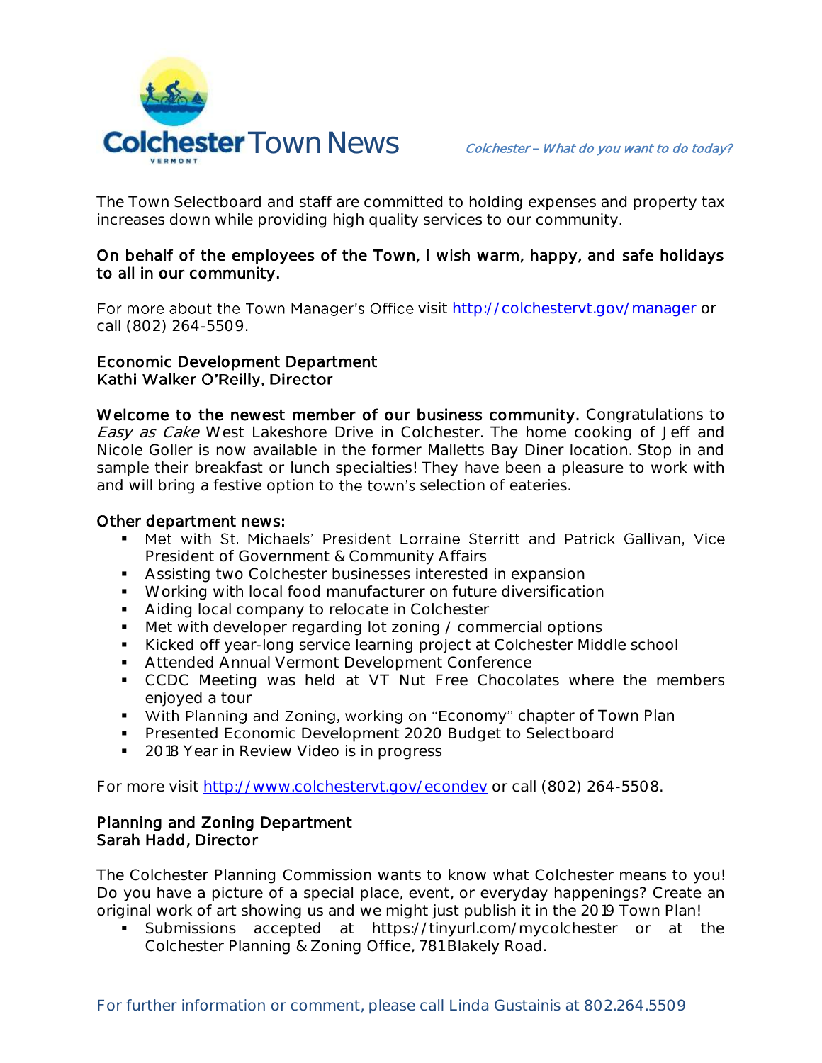The Town Selectboard and staff are committed to holding expenses and property tax increases down while providing high quality services to our community.

**On behalf of the employees of the Town, I wish warm, happy, and safe holidays to all in our community.**

For more about the Town Manager's Office visit http://colchestervt.gov/manager or call (802) 264-5509.

**Economic Development Department**
**Kathi Walker O'Reilly, Director**

**Welcome to the newest member of our business community.** Congratulations to *Easy as Cake* West Lakeshore Drive in Colchester. The home cooking of Jeff and Nicole Goller is now available in the former Malletts Bay Diner location. Stop in and sample their breakfast or lunch specialties! They have been a pleasure to work with and will bring a festive option to the town's selection of eateries.

**Other department news:**

- Met with St. Michaels' President Lorraine Sterritt and Patrick Gallivan, Vice President of Government & Community Affairs
- Assisting two Colchester businesses interested in expansion
- Working with local food manufacturer on future diversification
- Aiding local company to relocate in Colchester
- Met with developer regarding lot zoning / commercial options
- Kicked off year-long service learning project at Colchester Middle school
- Attended Annual Vermont Development Conference
- CCDC Meeting was held at VT Nut Free Chocolates where the members enjoyed a tour
- With Planning and Zoning, working on "Economy" chapter of Town Plan
- Presented Economic Development 2020 Budget to Selectboard
- 2018 Year in Review Video is in progress

For more visit http://www.colchestervt.gov/econdev or call (802) 264-5508.

**Planning and Zoning Department**
**Sarah Hadd, Director**

The Colchester Planning Commission wants to know what Colchester means to you! Do you have a picture of a special place, event, or everyday happenings? Create an original work of art showing us and we might just publish it in the 2019 Town Plan!

- Submissions accepted at https://tinyurl.com/mycolchester or at the Colchester Planning & Zoning Office, 781 Blakely Road.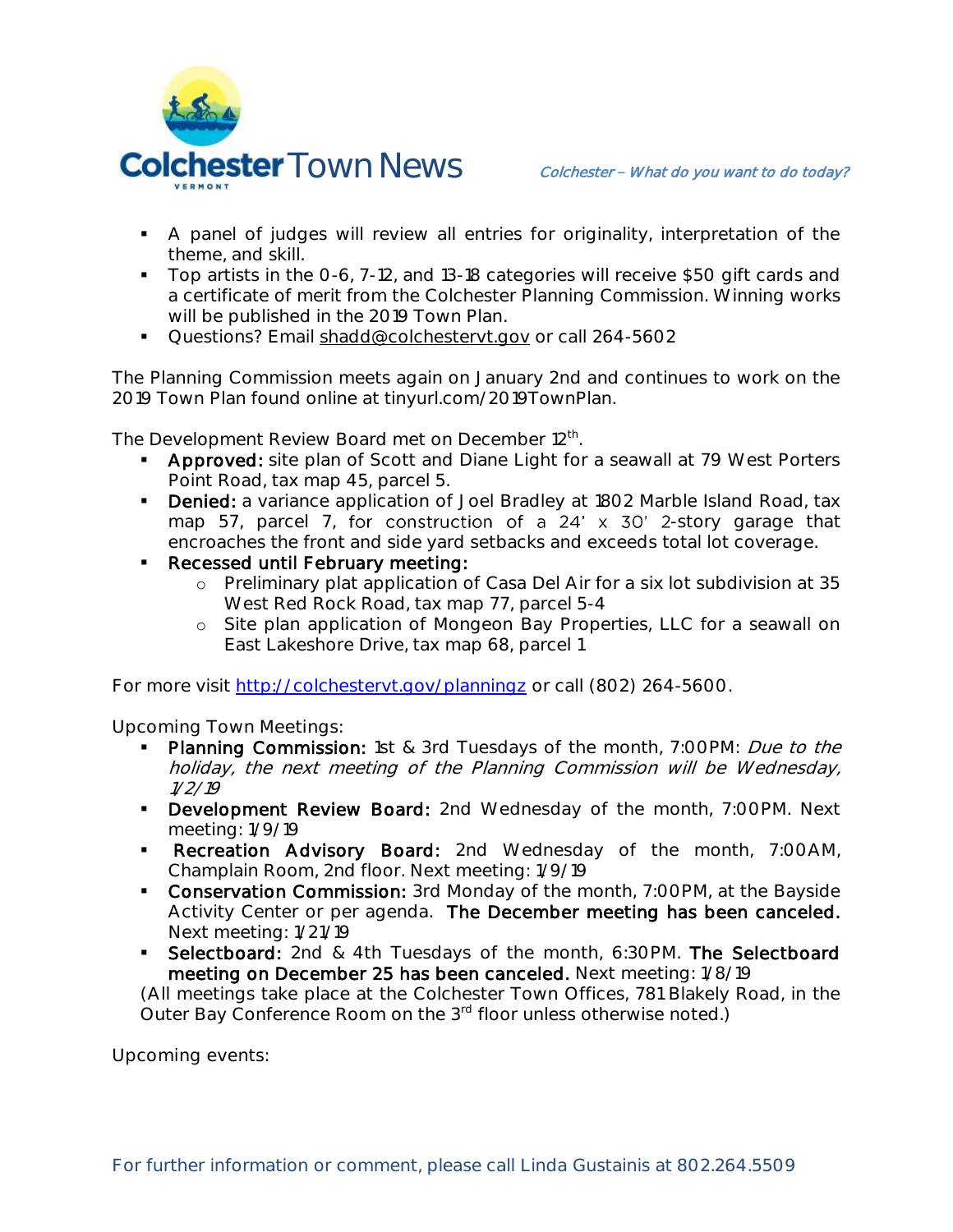- A panel of judges will review all entries for originality, interpretation of the theme, and skill.
- Top artists in the 0-6, 7-12, and 13-18 categories will receive $50 gift cards and a certificate of merit from the Colchester Planning Commission. Winning works will be published in the 2019 Town Plan.
- Questions? Email shadd@colchestervt.gov or call 264-5602

The Planning Commission meets again on January 2nd and continues to work on the 2019 Town Plan found online at tinyurl.com/2019TownPlan.

The Development Review Board met on December 12th.

- **Approved:** site plan of Scott and Diane Light for a seawall at 79 West Porters Point Road, tax map 45, parcel 5.
- **Denied:** a variance application of Joel Bradley at 1802 Marble Island Road, tax map 57, parcel 7, for construction of a 24' x 30' 2-story garage that encroaches the front and side yard setbacks and exceeds total lot coverage.
- **Recessed until February meeting:**
  - Preliminary plat application of Casa Del Air for a six lot subdivision at 35 West Red Rock Road, tax map 77, parcel 5-4
  - Site plan application of Mongeon Bay Properties, LLC for a seawall on East Lakeshore Drive, tax map 68, parcel 1

For more visit http://colchestervt.gov/planningz or call (802) 264-5600.

Upcoming Town Meetings:

- **Planning Commission:** 1st & 3rd Tuesdays of the month, 7:00PM: *Due to the holiday, the next meeting of the Planning Commission will be Wednesday, 1/2/19*
- **Development Review Board:** 2nd Wednesday of the month, 7:00PM. Next meeting: 1/9/19
- **Recreation Advisory Board:** 2nd Wednesday of the month, 7:00AM, Champlain Room, 2nd floor. Next meeting: 1/9/19
- **Conservation Commission:** 3rd Monday of the month, 7:00PM, at the Bayside Activity Center or per agenda. **The December meeting has been canceled.** Next meeting: 1/21/19
- **Selectboard:** 2nd & 4th Tuesdays of the month, 6:30PM. **The Selectboard meeting on December 25 has been canceled.** Next meeting: 1/8/19

(All meetings take place at the Colchester Town Offices, 781 Blakely Road, in the Outer Bay Conference Room on the 3rd floor unless otherwise noted.)

Upcoming events: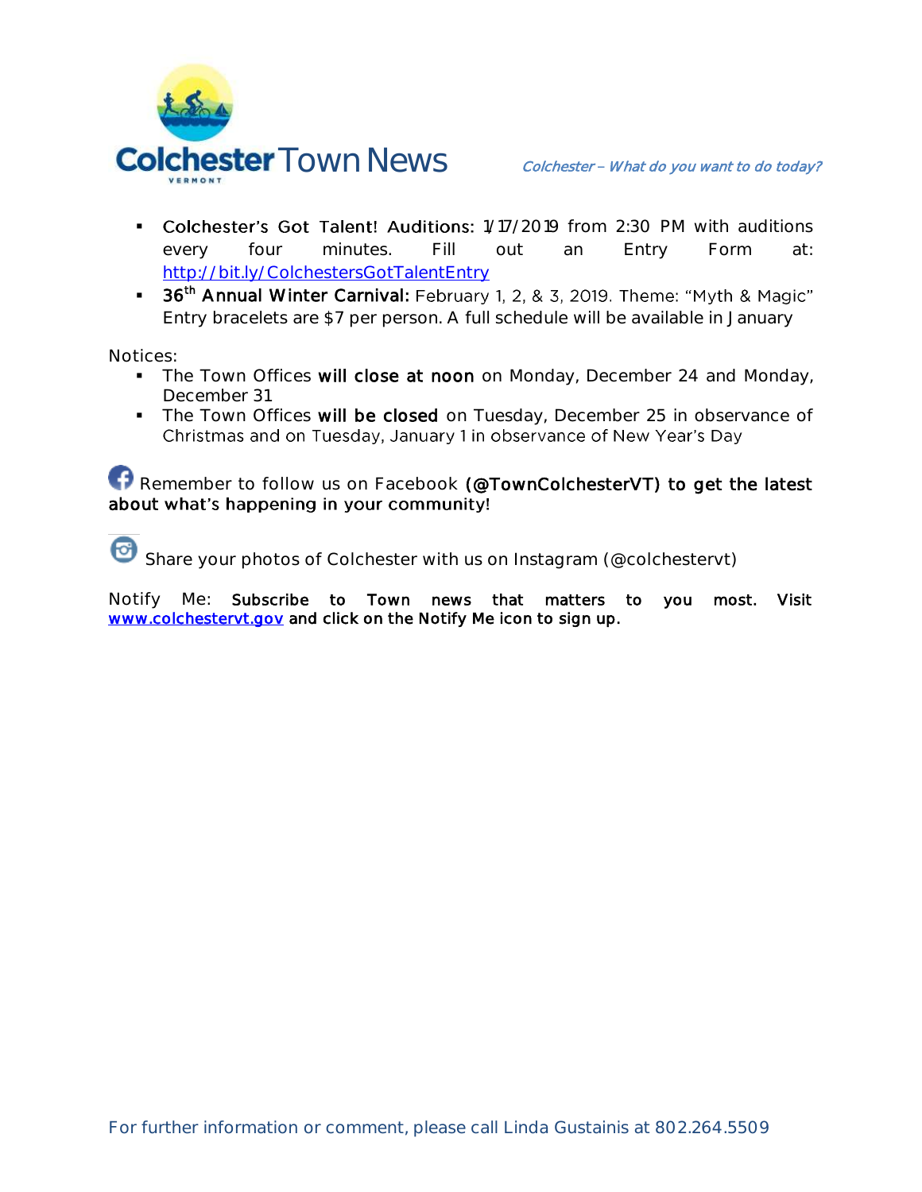- **Colchester's Got Talent! Auditions:** 1/17/2019 from 2:30 PM with auditions every four minutes. Fill out an Entry Form at: http://bit.ly/ColchestersGotTalentEntry
- **36th Annual Winter Carnival:** February 1, 2, & 3, 2019. Theme: "Myth & Magic" Entry bracelets are $7 per person. A full schedule will be available in January

Notices:

- The Town Offices **will close at noon** on Monday, December 24 and Monday, December 31
- The Town Offices **will be closed** on Tuesday, December 25 in observance of Christmas and on Tuesday, January 1 in observance of New Year's Day

Remember to follow us on Facebook **(@TownColchesterVT) to get the latest about what's happening in your community!**

Share your photos of Colchester with us on Instagram (@colchestervt)

Notify Me: **Subscribe to Town news that matters to you most. Visit www.colchestervt.gov and click on the Notify Me icon to sign up.**

For further information or comment, please call Linda Gustainis at 802.264.5509